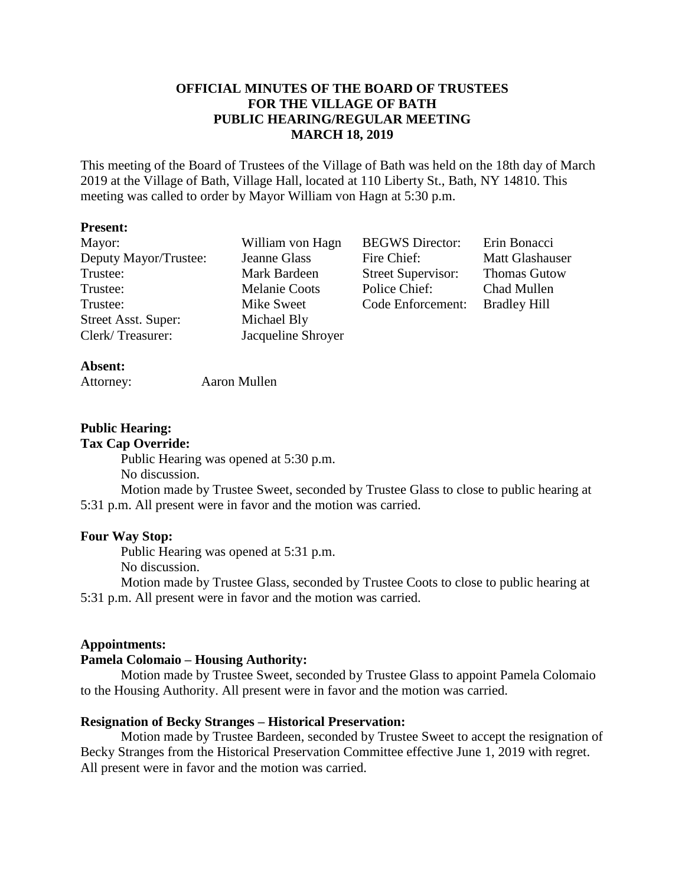# OFFICIAL MINUTES OF THE BOARD OF TRUSTEES FOR THE VILLAGE OF BATH PUBLIC HEARING/REGULAR MEETING MARCH 18, 2019

This meeting of the Board of Trustees of the Village of Bath was held on the 18th day of March 2019 at the Village of Bath, Village Hall, located at 110 Liberty St., Bath, NY 14810. This meeting was called to order by Mayor William von Hagn at 5:30 p.m.

**Present:**

| | | | |
|---|---|---|---|
| Mayor: | William von Hagn | BEGWS Director: | Erin Bonacci |
| Deputy Mayor/Trustee: | Jeanne Glass | Fire Chief: | Matt Glashauser |
| Trustee: | Mark Bardeen | Street Supervisor: | Thomas Gutow |
| Trustee: | Melanie Coots | Police Chief: | Chad Mullen |
| Trustee: | Mike Sweet | Code Enforcement: | Bradley Hill |
| Street Asst. Super: | Michael Bly | | |
| Clerk/ Treasurer: | Jacqueline Shroyer | | |

**Absent:**

Attorney: Aaron Mullen

**Public Hearing:**

**Tax Cap Override:**

Public Hearing was opened at 5:30 p.m.

No discussion.

Motion made by Trustee Sweet, seconded by Trustee Glass to close to public hearing at 5:31 p.m. All present were in favor and the motion was carried.

**Four Way Stop:**

Public Hearing was opened at 5:31 p.m.

No discussion.

Motion made by Trustee Glass, seconded by Trustee Coots to close to public hearing at 5:31 p.m. All present were in favor and the motion was carried.

**Appointments:**

**Pamela Colomaio – Housing Authority:**

Motion made by Trustee Sweet, seconded by Trustee Glass to appoint Pamela Colomaio to the Housing Authority. All present were in favor and the motion was carried.

**Resignation of Becky Stranges – Historical Preservation:**

Motion made by Trustee Bardeen, seconded by Trustee Sweet to accept the resignation of Becky Stranges from the Historical Preservation Committee effective June 1, 2019 with regret. All present were in favor and the motion was carried.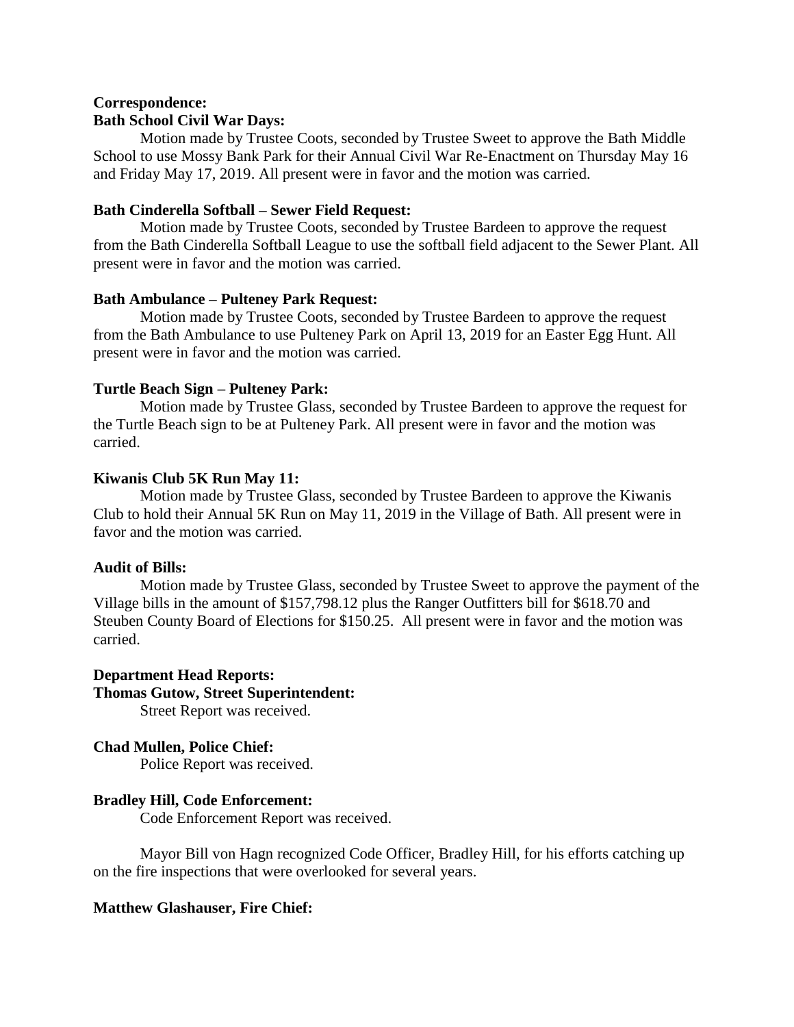**Correspondence:**

**Bath School Civil War Days:**

Motion made by Trustee Coots, seconded by Trustee Sweet to approve the Bath Middle School to use Mossy Bank Park for their Annual Civil War Re-Enactment on Thursday May 16 and Friday May 17, 2019. All present were in favor and the motion was carried.

**Bath Cinderella Softball – Sewer Field Request:**

Motion made by Trustee Coots, seconded by Trustee Bardeen to approve the request from the Bath Cinderella Softball League to use the softball field adjacent to the Sewer Plant. All present were in favor and the motion was carried.

**Bath Ambulance – Pulteney Park Request:**

Motion made by Trustee Coots, seconded by Trustee Bardeen to approve the request from the Bath Ambulance to use Pulteney Park on April 13, 2019 for an Easter Egg Hunt. All present were in favor and the motion was carried.

**Turtle Beach Sign – Pulteney Park:**

Motion made by Trustee Glass, seconded by Trustee Bardeen to approve the request for the Turtle Beach sign to be at Pulteney Park. All present were in favor and the motion was carried.

**Kiwanis Club 5K Run May 11:**

Motion made by Trustee Glass, seconded by Trustee Bardeen to approve the Kiwanis Club to hold their Annual 5K Run on May 11, 2019 in the Village of Bath. All present were in favor and the motion was carried.

**Audit of Bills:**

Motion made by Trustee Glass, seconded by Trustee Sweet to approve the payment of the Village bills in the amount of $157,798.12 plus the Ranger Outfitters bill for $618.70 and Steuben County Board of Elections for $150.25. All present were in favor and the motion was carried.

**Department Head Reports:**

**Thomas Gutow, Street Superintendent:**

Street Report was received.

**Chad Mullen, Police Chief:**

Police Report was received.

**Bradley Hill, Code Enforcement:**

Code Enforcement Report was received.

Mayor Bill von Hagn recognized Code Officer, Bradley Hill, for his efforts catching up on the fire inspections that were overlooked for several years.

**Matthew Glashauser, Fire Chief:**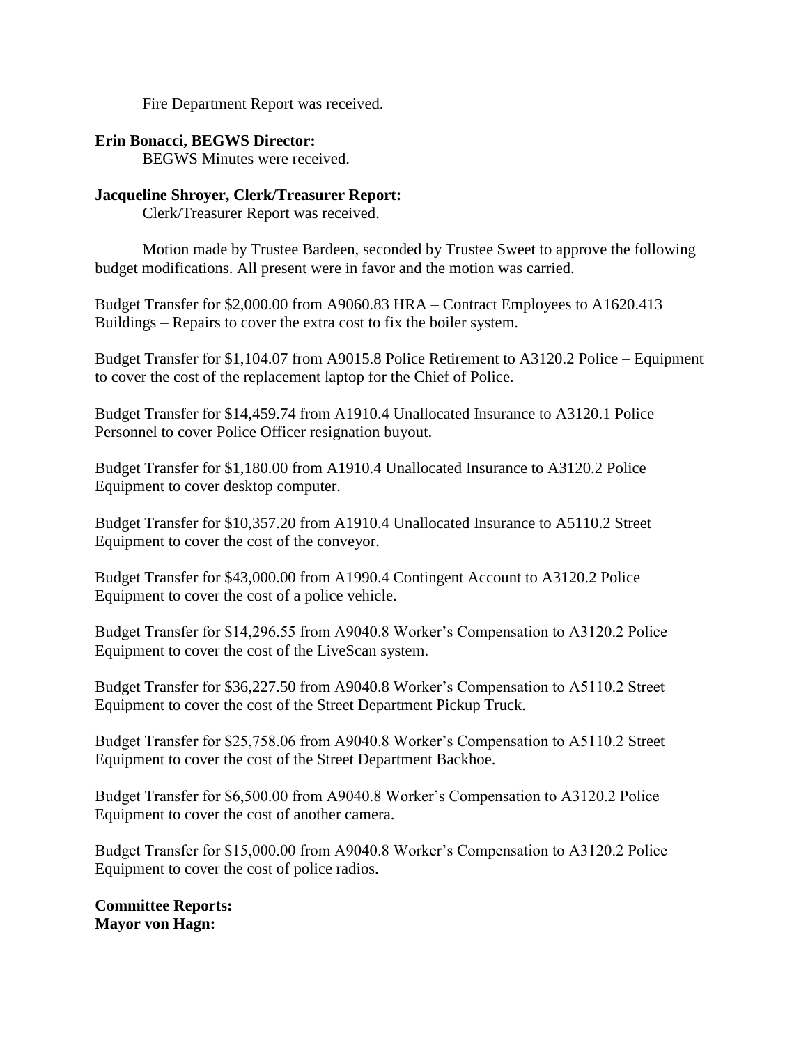Fire Department Report was received.

**Erin Bonacci, BEGWS Director:**

BEGWS Minutes were received.

**Jacqueline Shroyer, Clerk/Treasurer Report:**

Clerk/Treasurer Report was received.

Motion made by Trustee Bardeen, seconded by Trustee Sweet to approve the following budget modifications. All present were in favor and the motion was carried.

Budget Transfer for $2,000.00 from A9060.83 HRA – Contract Employees to A1620.413 Buildings – Repairs to cover the extra cost to fix the boiler system.

Budget Transfer for $1,104.07 from A9015.8 Police Retirement to A3120.2 Police – Equipment to cover the cost of the replacement laptop for the Chief of Police.

Budget Transfer for $14,459.74 from A1910.4 Unallocated Insurance to A3120.1 Police Personnel to cover Police Officer resignation buyout.

Budget Transfer for $1,180.00 from A1910.4 Unallocated Insurance to A3120.2 Police Equipment to cover desktop computer.

Budget Transfer for $10,357.20 from A1910.4 Unallocated Insurance to A5110.2 Street Equipment to cover the cost of the conveyor.

Budget Transfer for $43,000.00 from A1990.4 Contingent Account to A3120.2 Police Equipment to cover the cost of a police vehicle.

Budget Transfer for $14,296.55 from A9040.8 Worker's Compensation to A3120.2 Police Equipment to cover the cost of the LiveScan system.

Budget Transfer for $36,227.50 from A9040.8 Worker's Compensation to A5110.2 Street Equipment to cover the cost of the Street Department Pickup Truck.

Budget Transfer for $25,758.06 from A9040.8 Worker's Compensation to A5110.2 Street Equipment to cover the cost of the Street Department Backhoe.

Budget Transfer for $6,500.00 from A9040.8 Worker's Compensation to A3120.2 Police Equipment to cover the cost of another camera.

Budget Transfer for $15,000.00 from A9040.8 Worker's Compensation to A3120.2 Police Equipment to cover the cost of police radios.

**Committee Reports:**

**Mayor von Hagn:**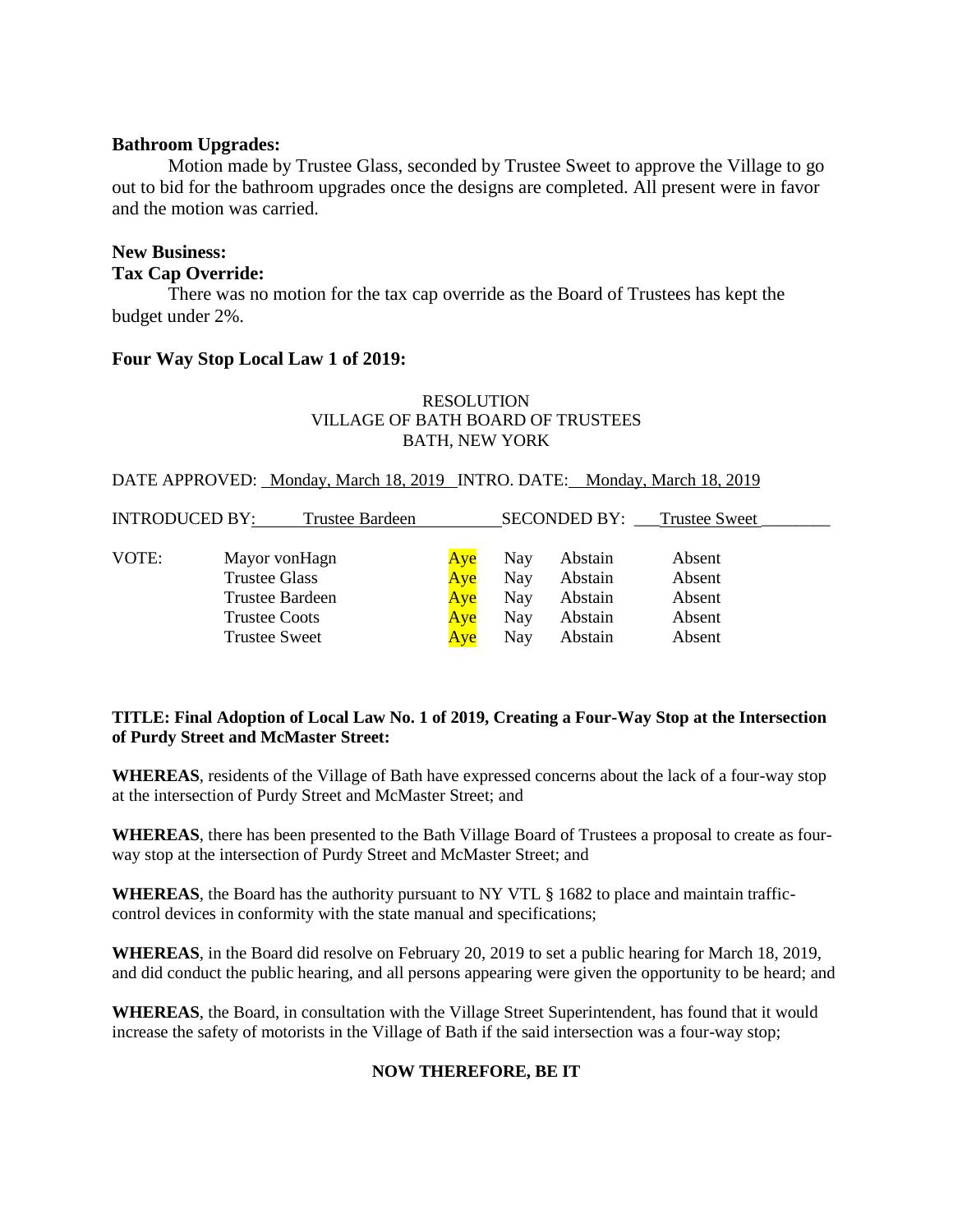**Bathroom Upgrades:**

Motion made by Trustee Glass, seconded by Trustee Sweet to approve the Village to go out to bid for the bathroom upgrades once the designs are completed. All present were in favor and the motion was carried.

**New Business:**

**Tax Cap Override:**

There was no motion for the tax cap override as the Board of Trustees has kept the budget under 2%.

**Four Way Stop Local Law 1 of 2019:**

RESOLUTION
VILLAGE OF BATH BOARD OF TRUSTEES
BATH, NEW YORK

DATE APPROVED: Monday, March 18, 2019 INTRO. DATE: Monday, March 18, 2019

INTRODUCED BY: Trustee Bardeen SECONDED BY: Trustee Sweet

| VOTE: | | | | | |
|---|---|---|---|---|---|
| | Mayor vonHagn | Aye | Nay | Abstain | Absent |
| | Trustee Glass | Aye | Nay | Abstain | Absent |
| | Trustee Bardeen | Aye | Nay | Abstain | Absent |
| | Trustee Coots | Aye | Nay | Abstain | Absent |
| | Trustee Sweet | Aye | Nay | Abstain | Absent |

**TITLE: Final Adoption of Local Law No. 1 of 2019, Creating a Four-Way Stop at the Intersection of Purdy Street and McMaster Street:**

**WHEREAS**, residents of the Village of Bath have expressed concerns about the lack of a four-way stop at the intersection of Purdy Street and McMaster Street; and

**WHEREAS**, there has been presented to the Bath Village Board of Trustees a proposal to create as four-way stop at the intersection of Purdy Street and McMaster Street; and

**WHEREAS**, the Board has the authority pursuant to NY VTL § 1682 to place and maintain traffic-control devices in conformity with the state manual and specifications;

**WHEREAS**, in the Board did resolve on February 20, 2019 to set a public hearing for March 18, 2019, and did conduct the public hearing, and all persons appearing were given the opportunity to be heard; and

**WHEREAS**, the Board, in consultation with the Village Street Superintendent, has found that it would increase the safety of motorists in the Village of Bath if the said intersection was a four-way stop;

**NOW THEREFORE, BE IT**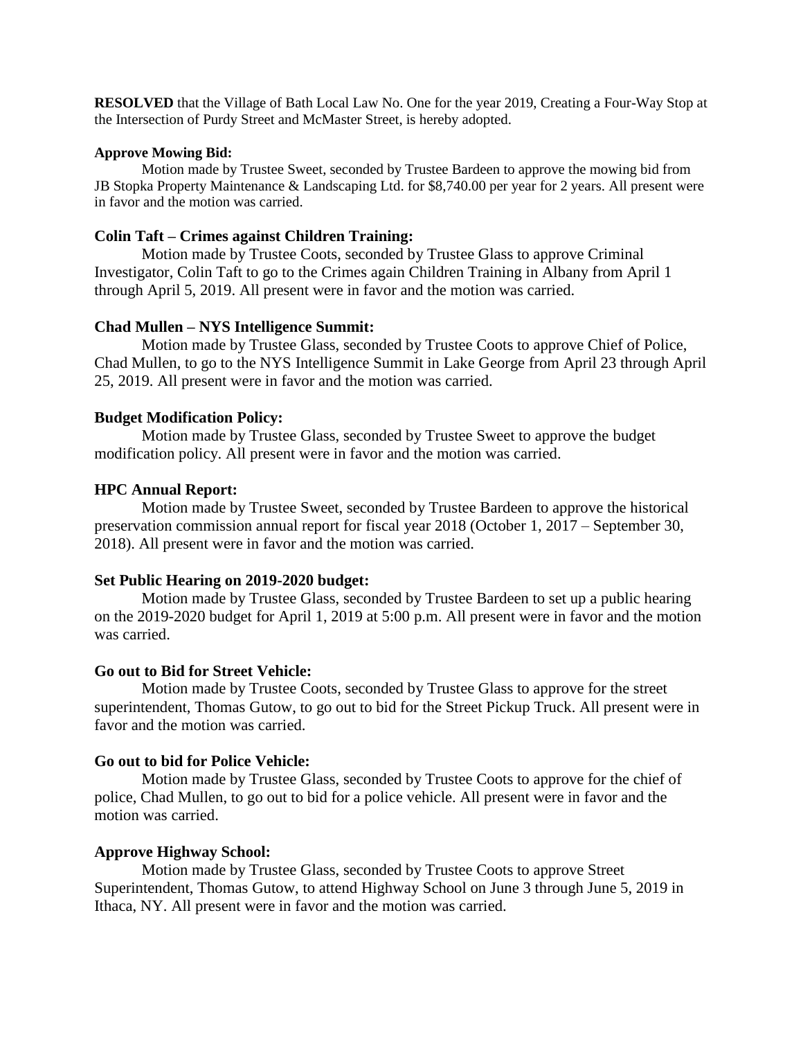**RESOLVED** that the Village of Bath Local Law No. One for the year 2019, Creating a Four-Way Stop at the Intersection of Purdy Street and McMaster Street, is hereby adopted.

**Approve Mowing Bid:**

Motion made by Trustee Sweet, seconded by Trustee Bardeen to approve the mowing bid from JB Stopka Property Maintenance & Landscaping Ltd. for $8,740.00 per year for 2 years. All present were in favor and the motion was carried.

**Colin Taft – Crimes against Children Training:**

Motion made by Trustee Coots, seconded by Trustee Glass to approve Criminal Investigator, Colin Taft to go to the Crimes again Children Training in Albany from April 1 through April 5, 2019. All present were in favor and the motion was carried.

**Chad Mullen – NYS Intelligence Summit:**

Motion made by Trustee Glass, seconded by Trustee Coots to approve Chief of Police, Chad Mullen, to go to the NYS Intelligence Summit in Lake George from April 23 through April 25, 2019. All present were in favor and the motion was carried.

**Budget Modification Policy:**

Motion made by Trustee Glass, seconded by Trustee Sweet to approve the budget modification policy. All present were in favor and the motion was carried.

**HPC Annual Report:**

Motion made by Trustee Sweet, seconded by Trustee Bardeen to approve the historical preservation commission annual report for fiscal year 2018 (October 1, 2017 – September 30, 2018). All present were in favor and the motion was carried.

**Set Public Hearing on 2019-2020 budget:**

Motion made by Trustee Glass, seconded by Trustee Bardeen to set up a public hearing on the 2019-2020 budget for April 1, 2019 at 5:00 p.m. All present were in favor and the motion was carried.

**Go out to Bid for Street Vehicle:**

Motion made by Trustee Coots, seconded by Trustee Glass to approve for the street superintendent, Thomas Gutow, to go out to bid for the Street Pickup Truck. All present were in favor and the motion was carried.

**Go out to bid for Police Vehicle:**

Motion made by Trustee Glass, seconded by Trustee Coots to approve for the chief of police, Chad Mullen, to go out to bid for a police vehicle. All present were in favor and the motion was carried.

**Approve Highway School:**

Motion made by Trustee Glass, seconded by Trustee Coots to approve Street Superintendent, Thomas Gutow, to attend Highway School on June 3 through June 5, 2019 in Ithaca, NY. All present were in favor and the motion was carried.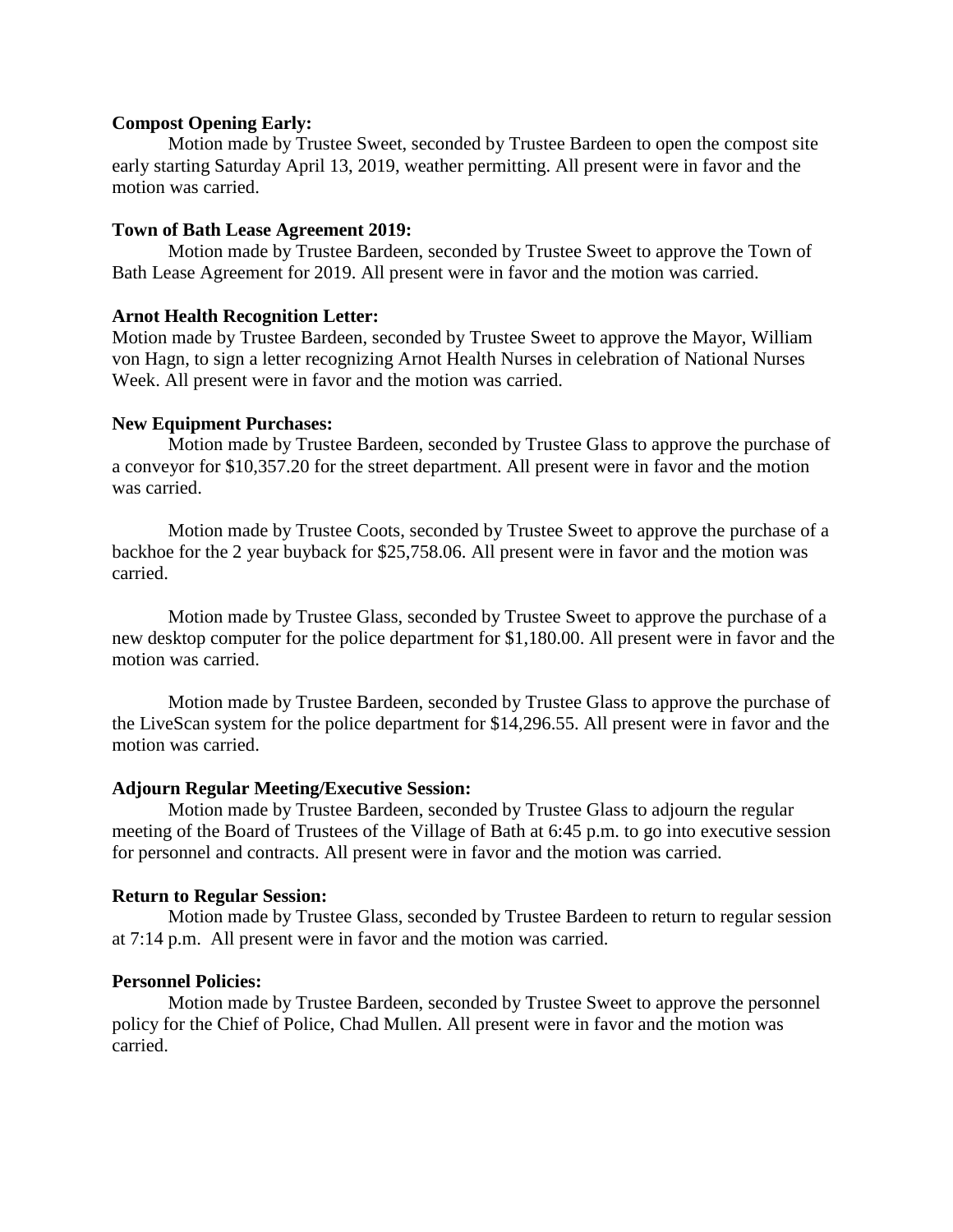**Compost Opening Early:**

Motion made by Trustee Sweet, seconded by Trustee Bardeen to open the compost site early starting Saturday April 13, 2019, weather permitting. All present were in favor and the motion was carried.

**Town of Bath Lease Agreement 2019:**

Motion made by Trustee Bardeen, seconded by Trustee Sweet to approve the Town of Bath Lease Agreement for 2019. All present were in favor and the motion was carried.

**Arnot Health Recognition Letter:**

Motion made by Trustee Bardeen, seconded by Trustee Sweet to approve the Mayor, William von Hagn, to sign a letter recognizing Arnot Health Nurses in celebration of National Nurses Week. All present were in favor and the motion was carried.

**New Equipment Purchases:**

Motion made by Trustee Bardeen, seconded by Trustee Glass to approve the purchase of a conveyor for $10,357.20 for the street department. All present were in favor and the motion was carried.

Motion made by Trustee Coots, seconded by Trustee Sweet to approve the purchase of a backhoe for the 2 year buyback for $25,758.06. All present were in favor and the motion was carried.

Motion made by Trustee Glass, seconded by Trustee Sweet to approve the purchase of a new desktop computer for the police department for $1,180.00. All present were in favor and the motion was carried.

Motion made by Trustee Bardeen, seconded by Trustee Glass to approve the purchase of the LiveScan system for the police department for $14,296.55. All present were in favor and the motion was carried.

**Adjourn Regular Meeting/Executive Session:**

Motion made by Trustee Bardeen, seconded by Trustee Glass to adjourn the regular meeting of the Board of Trustees of the Village of Bath at 6:45 p.m. to go into executive session for personnel and contracts. All present were in favor and the motion was carried.

**Return to Regular Session:**

Motion made by Trustee Glass, seconded by Trustee Bardeen to return to regular session at 7:14 p.m. All present were in favor and the motion was carried.

**Personnel Policies:**

Motion made by Trustee Bardeen, seconded by Trustee Sweet to approve the personnel policy for the Chief of Police, Chad Mullen. All present were in favor and the motion was carried.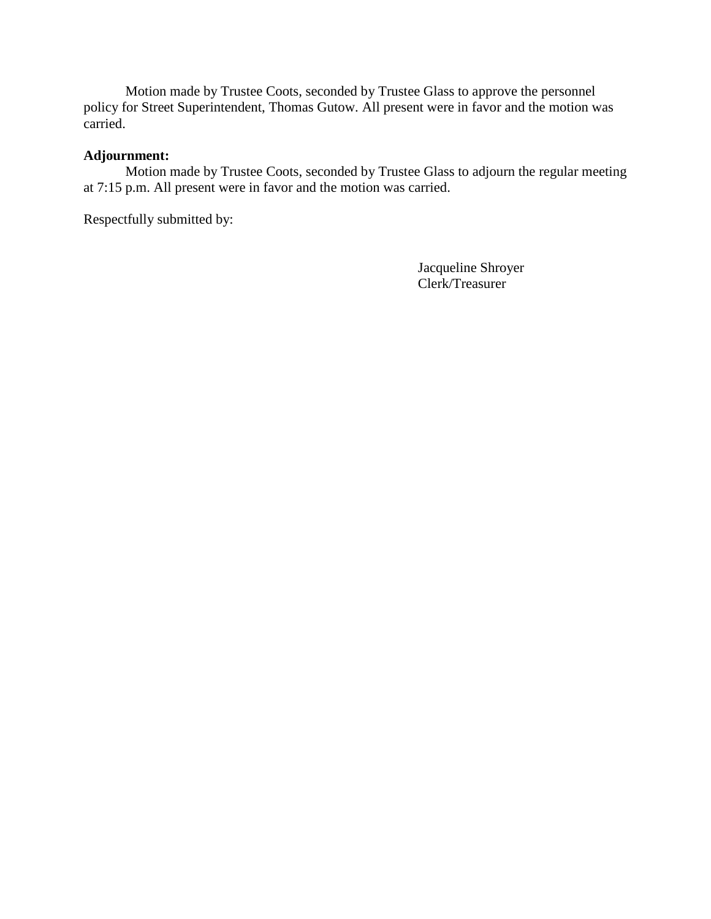Motion made by Trustee Coots, seconded by Trustee Glass to approve the personnel policy for Street Superintendent, Thomas Gutow. All present were in favor and the motion was carried.

**Adjournment:**

Motion made by Trustee Coots, seconded by Trustee Glass to adjourn the regular meeting at 7:15 p.m. All present were in favor and the motion was carried.

Respectfully submitted by:

Jacqueline Shroyer
Clerk/Treasurer